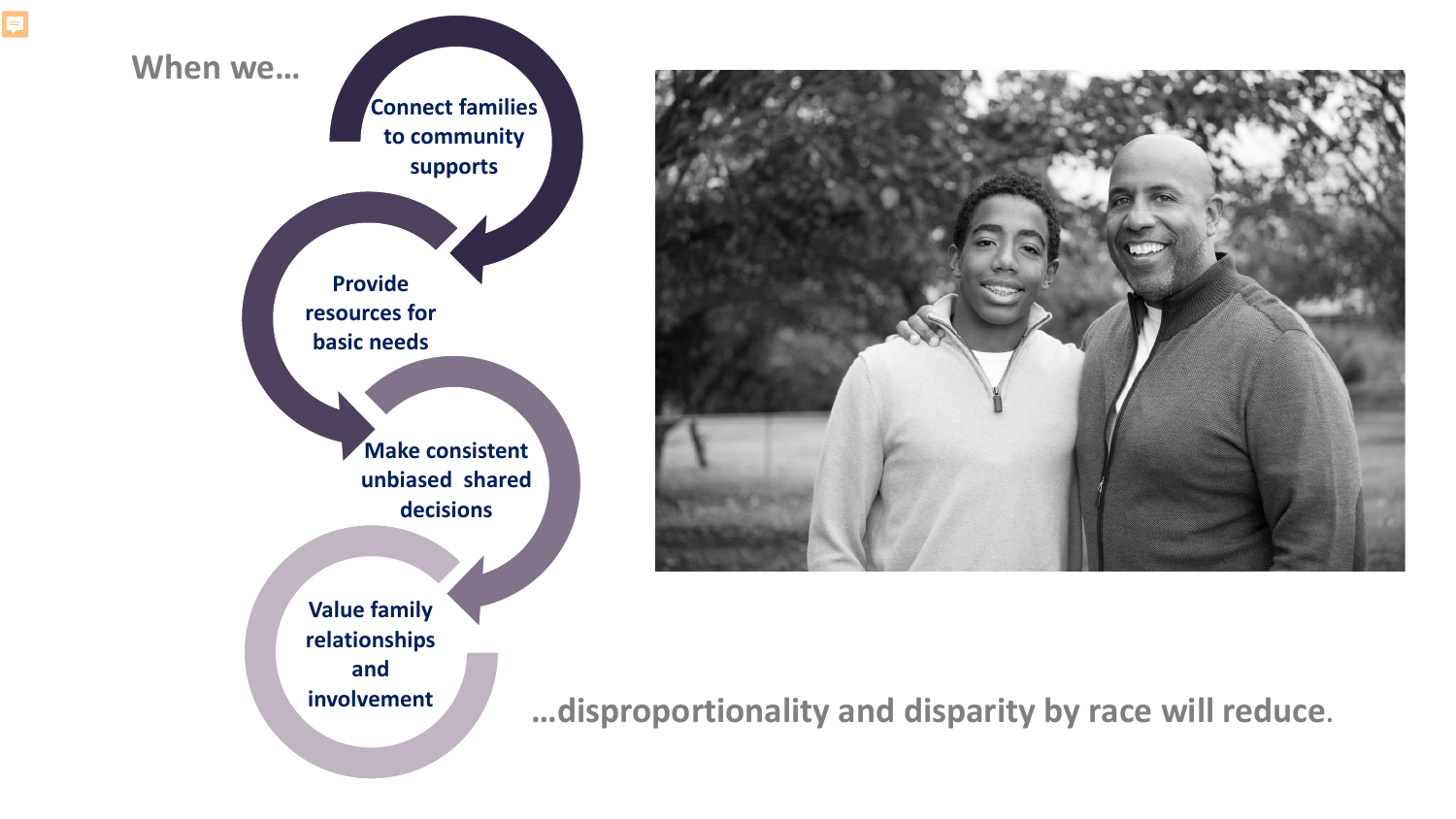When we…

- Connect families to community supports
- Provide resources for basic needs
- Make consistent unbiased shared decisions
- Value family relationships and involvement

…disproportionality and disparity by race will reduce.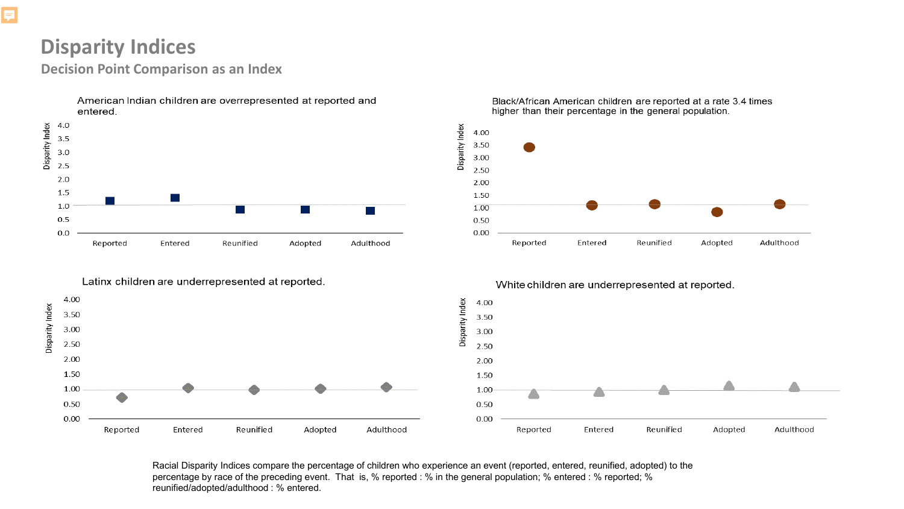# Disparity Indices

## Decision Point Comparison as an Index

American Indian children are overrepresented at reported and entered.

Black/African American children are reported at a rate 3.4 times higher than their percentage in the general population.

Latinx children are underrepresented at reported.

White children are underrepresented at reported.

Racial Disparity Indices compare the percentage of children who experience an event (reported, entered, reunified, adopted) to the percentage by race of the preceding event. That is, % reported : % in the general population; % entered : % reported; % reunified/adopted/adulthood : % entered.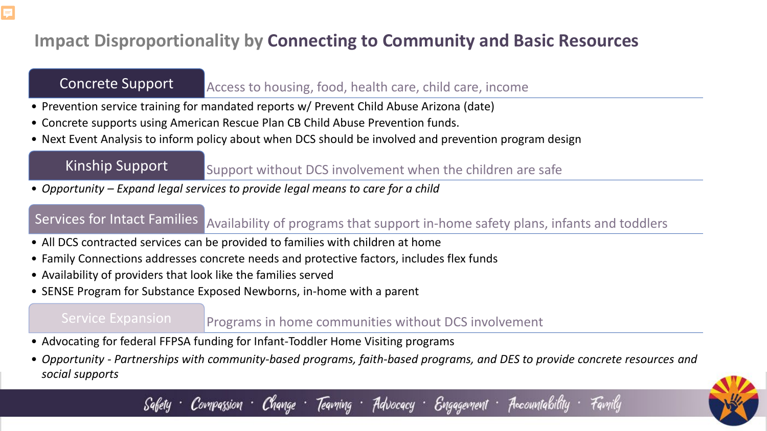# Impact Disproportionality by **Connecting to Community and Basic Resources**

## Concrete Support

Access to housing, food, health care, child care, income

- Prevention service training for mandated reports w/ Prevent Child Abuse Arizona (date)
- Concrete supports using American Rescue Plan CB Child Abuse Prevention funds.
- Next Event Analysis to inform policy about when DCS should be involved and prevention program design

## Kinship Support

Support without DCS involvement when the children are safe

- *Opportunity – Expand legal services to provide legal means to care for a child*

## Services for Intact Families

Availability of programs that support in-home safety plans, infants and toddlers

- All DCS contracted services can be provided to families with children at home
- Family Connections addresses concrete needs and protective factors, includes flex funds
- Availability of providers that look like the families served
- SENSE Program for Substance Exposed Newborns, in-home with a parent

## Service Expansion

Programs in home communities without DCS involvement

- Advocating for federal FFPSA funding for Infant-Toddler Home Visiting programs
- *Opportunity - Partnerships with community-based programs, faith-based programs, and DES to provide concrete resources and social supports*

Safety · Compassion · Change · Teaming · Advocacy · Engagement · Accountability · Family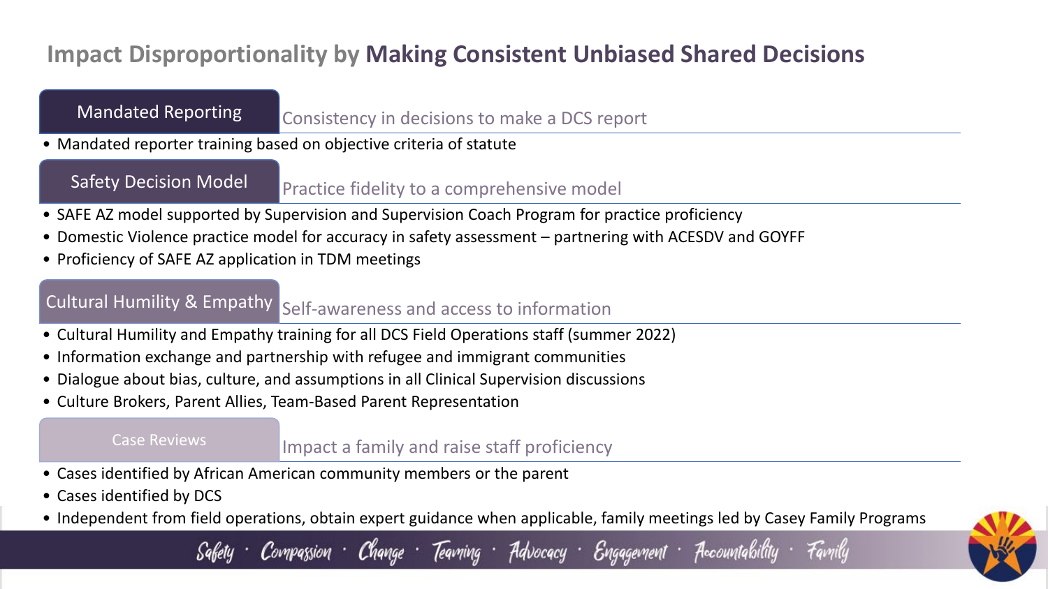# Impact Disproportionality by **Making Consistent Unbiased Shared Decisions**

## Mandated Reporting

Consistency in decisions to make a DCS report

- Mandated reporter training based on objective criteria of statute

## Safety Decision Model

Practice fidelity to a comprehensive model

- SAFE AZ model supported by Supervision and Supervision Coach Program for practice proficiency
- Domestic Violence practice model for accuracy in safety assessment – partnering with ACESDV and GOYFF
- Proficiency of SAFE AZ application in TDM meetings

## Cultural Humility & Empathy

Self-awareness and access to information

- Cultural Humility and Empathy training for all DCS Field Operations staff (summer 2022)
- Information exchange and partnership with refugee and immigrant communities
- Dialogue about bias, culture, and assumptions in all Clinical Supervision discussions
- Culture Brokers, Parent Allies, Team-Based Parent Representation

## Case Reviews

Impact a family and raise staff proficiency

- Cases identified by African American community members or the parent
- Cases identified by DCS
- Independent from field operations, obtain expert guidance when applicable, family meetings led by Casey Family Programs

Safety · Compassion · Change · Teaming · Advocacy · Engagement · Accountability · Family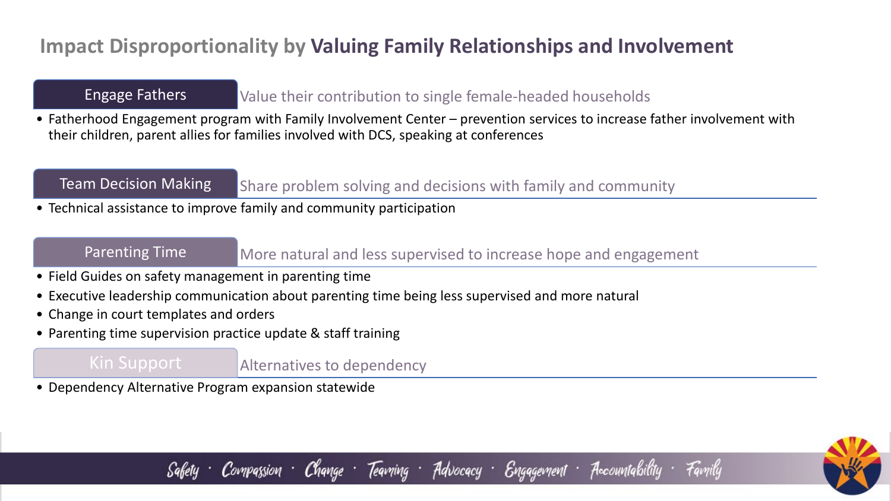# Impact Disproportionality by **Valuing Family Relationships and Involvement**

## Engage Fathers
Value their contribution to single female-headed households

- Fatherhood Engagement program with Family Involvement Center – prevention services to increase father involvement with their children, parent allies for families involved with DCS, speaking at conferences

## Team Decision Making
Share problem solving and decisions with family and community

- Technical assistance to improve family and community participation

## Parenting Time
More natural and less supervised to increase hope and engagement

- Field Guides on safety management in parenting time
- Executive leadership communication about parenting time being less supervised and more natural
- Change in court templates and orders
- Parenting time supervision practice update & staff training

## Kin Support
Alternatives to dependency

- Dependency Alternative Program expansion statewide

Safety · Compassion · Change · Teaming · Advocacy · Engagement · Accountability · Family